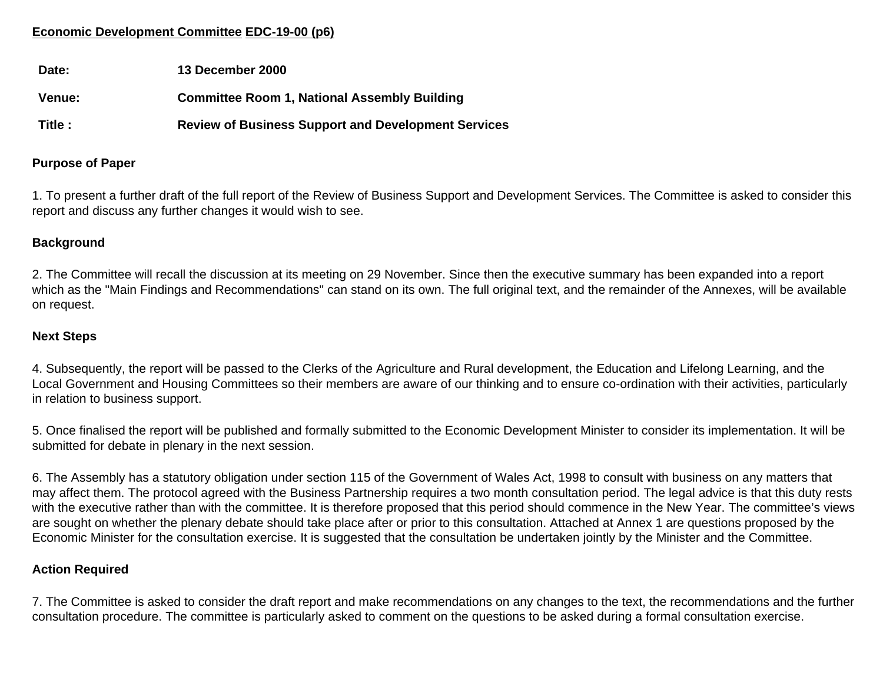**<u>Economic Development Committee</u> <u>EDC-19-00 (p6)</u>**

| | |
|---|---|
| **Date:** | **13 December 2000** |
| **Venue:** | **Committee Room 1, National Assembly Building** |
| **Title :** | **Review of Business Support and Development Services** |

**Purpose of Paper**

1. To present a further draft of the full report of the Review of Business Support and Development Services. The Committee is asked to consider this report and discuss any further changes it would wish to see.

**Background**

2. The Committee will recall the discussion at its meeting on 29 November. Since then the executive summary has been expanded into a report which as the "Main Findings and Recommendations" can stand on its own. The full original text, and the remainder of the Annexes, will be available on request.

**Next Steps**

4. Subsequently, the report will be passed to the Clerks of the Agriculture and Rural development, the Education and Lifelong Learning, and the Local Government and Housing Committees so their members are aware of our thinking and to ensure co-ordination with their activities, particularly in relation to business support.

5. Once finalised the report will be published and formally submitted to the Economic Development Minister to consider its implementation. It will be submitted for debate in plenary in the next session.

6. The Assembly has a statutory obligation under section 115 of the Government of Wales Act, 1998 to consult with business on any matters that may affect them. The protocol agreed with the Business Partnership requires a two month consultation period. The legal advice is that this duty rests with the executive rather than with the committee. It is therefore proposed that this period should commence in the New Year. The committee's views are sought on whether the plenary debate should take place after or prior to this consultation. Attached at Annex 1 are questions proposed by the Economic Minister for the consultation exercise. It is suggested that the consultation be undertaken jointly by the Minister and the Committee.

**Action Required**

7. The Committee is asked to consider the draft report and make recommendations on any changes to the text, the recommendations and the further consultation procedure. The committee is particularly asked to comment on the questions to be asked during a formal consultation exercise.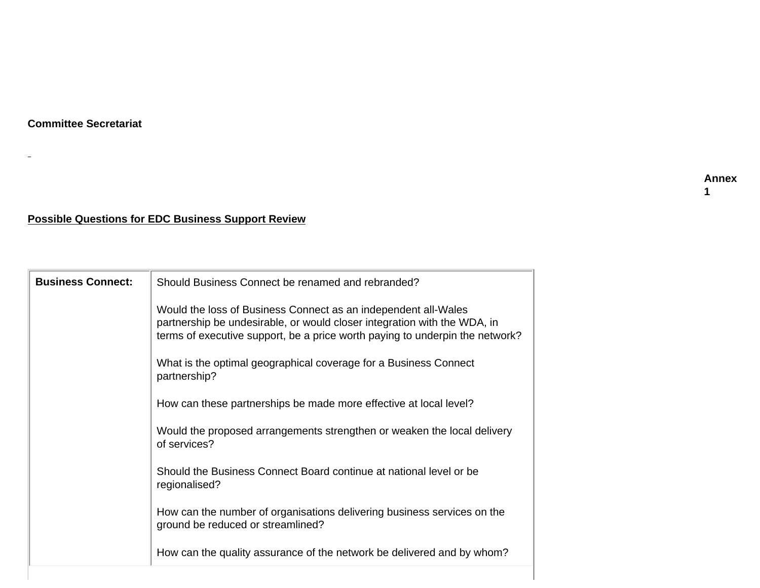**Committee Secretariat**

**Annex 1**

**Possible Questions for EDC Business Support Review**

| **Business Connect:** | Should Business Connect be renamed and rebranded?<br><br>Would the loss of Business Connect as an independent all-Wales partnership be undesirable, or would closer integration with the WDA, in terms of executive support, be a price worth paying to underpin the network?<br><br>What is the optimal geographical coverage for a Business Connect partnership?<br><br>How can these partnerships be made more effective at local level?<br><br>Would the proposed arrangements strengthen or weaken the local delivery of services?<br><br>Should the Business Connect Board continue at national level or be regionalised?<br><br>How can the number of organisations delivering business services on the ground be reduced or streamlined?<br><br>How can the quality assurance of the network be delivered and by whom? |
| --- | --- |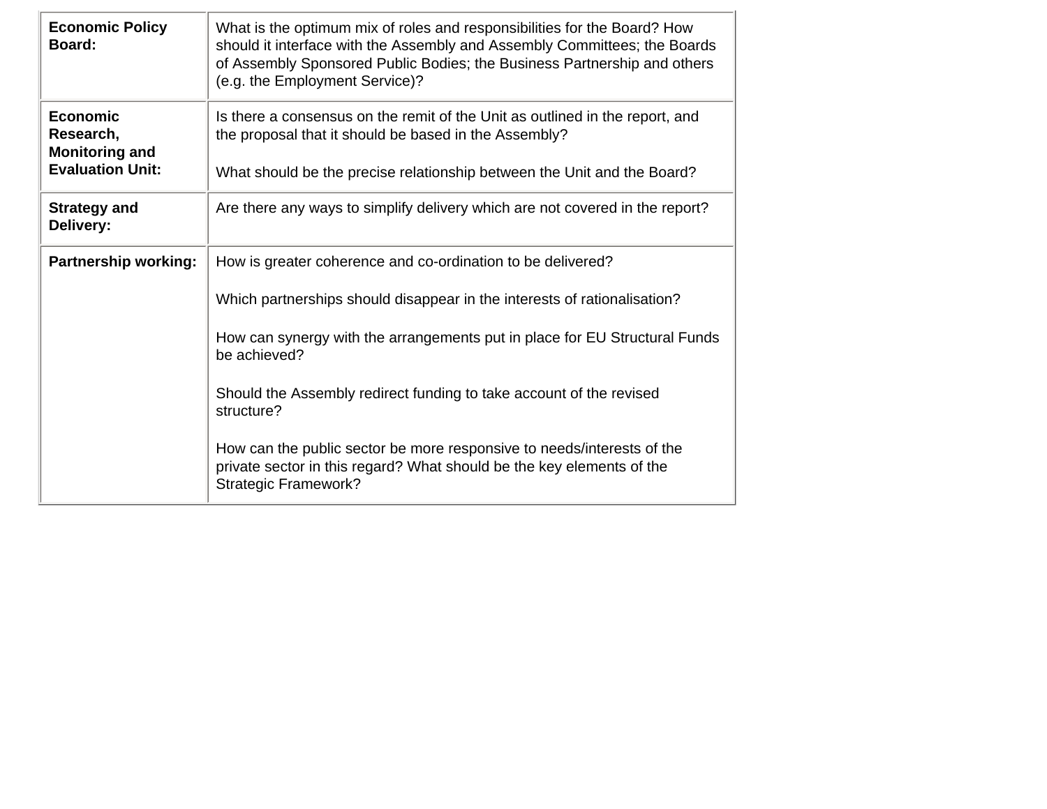| | |
|---|---|
| **Economic Policy Board:** | What is the optimum mix of roles and responsibilities for the Board? How should it interface with the Assembly and Assembly Committees; the Boards of Assembly Sponsored Public Bodies; the Business Partnership and others (e.g. the Employment Service)? |
| **Economic Research, Monitoring and Evaluation Unit:** | Is there a consensus on the remit of the Unit as outlined in the report, and the proposal that it should be based in the Assembly?<br><br>What should be the precise relationship between the Unit and the Board? |
| **Strategy and Delivery:** | Are there any ways to simplify delivery which are not covered in the report? |
| **Partnership working:** | How is greater coherence and co-ordination to be delivered?<br><br>Which partnerships should disappear in the interests of rationalisation?<br><br>How can synergy with the arrangements put in place for EU Structural Funds be achieved?<br><br>Should the Assembly redirect funding to take account of the revised structure?<br><br>How can the public sector be more responsive to needs/interests of the private sector in this regard? What should be the key elements of the Strategic Framework? |